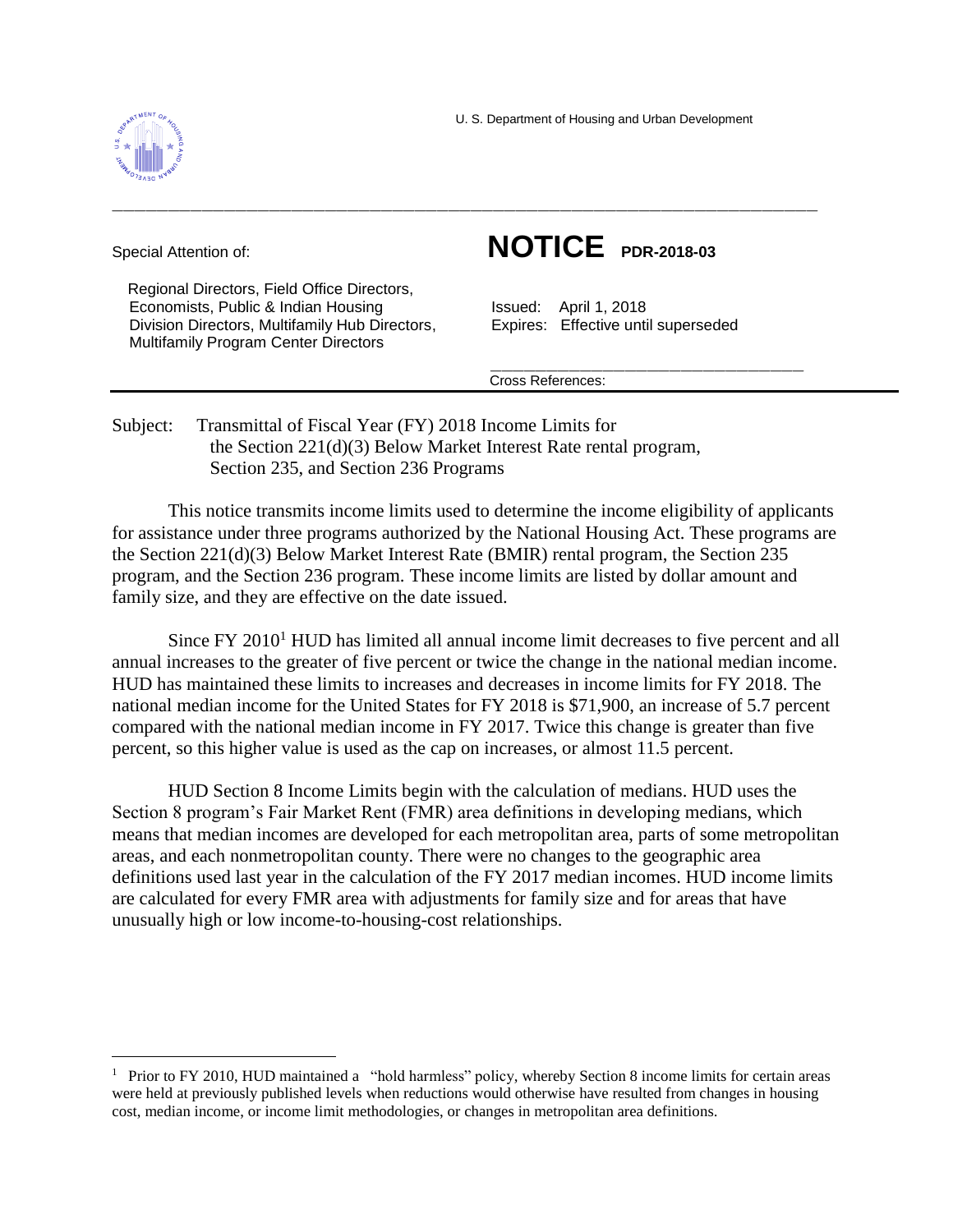U. S. Department of Housing and Urban Development

---

Special Attention of:

Regional Directors, Field Office Directors, Economists, Public & Indian Housing Division Directors, Multifamily Hub Directors, Multifamily Program Center Directors

# NOTICE PDR-2018-03

Issued: April 1, 2018
Expires: Effective until superseded

Cross References:

---

Subject: Transmittal of Fiscal Year (FY) 2018 Income Limits for the Section 221(d)(3) Below Market Interest Rate rental program, Section 235, and Section 236 Programs

This notice transmits income limits used to determine the income eligibility of applicants for assistance under three programs authorized by the National Housing Act. These programs are the Section 221(d)(3) Below Market Interest Rate (BMIR) rental program, the Section 235 program, and the Section 236 program. These income limits are listed by dollar amount and family size, and they are effective on the date issued.

Since FY 2010[1] HUD has limited all annual income limit decreases to five percent and all annual increases to the greater of five percent or twice the change in the national median income. HUD has maintained these limits to increases and decreases in income limits for FY 2018. The national median income for the United States for FY 2018 is $71,900, an increase of 5.7 percent compared with the national median income in FY 2017. Twice this change is greater than five percent, so this higher value is used as the cap on increases, or almost 11.5 percent.

HUD Section 8 Income Limits begin with the calculation of medians. HUD uses the Section 8 program's Fair Market Rent (FMR) area definitions in developing medians, which means that median incomes are developed for each metropolitan area, parts of some metropolitan areas, and each nonmetropolitan county. There were no changes to the geographic area definitions used last year in the calculation of the FY 2017 median incomes. HUD income limits are calculated for every FMR area with adjustments for family size and for areas that have unusually high or low income-to-housing-cost relationships.

---

[1] Prior to FY 2010, HUD maintained a "hold harmless" policy, whereby Section 8 income limits for certain areas were held at previously published levels when reductions would otherwise have resulted from changes in housing cost, median income, or income limit methodologies, or changes in metropolitan area definitions.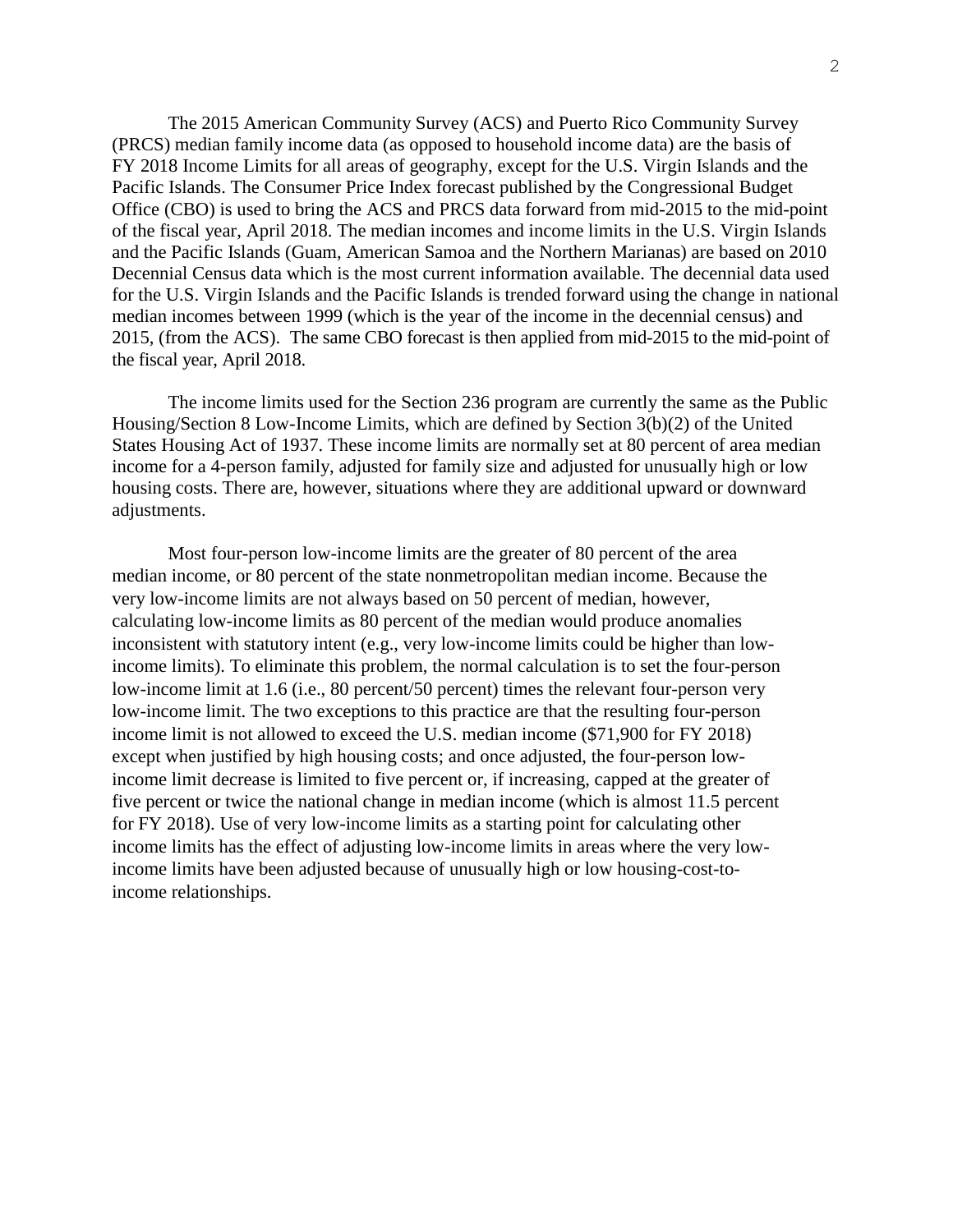The 2015 American Community Survey (ACS) and Puerto Rico Community Survey (PRCS) median family income data (as opposed to household income data) are the basis of FY 2018 Income Limits for all areas of geography, except for the U.S. Virgin Islands and the Pacific Islands. The Consumer Price Index forecast published by the Congressional Budget Office (CBO) is used to bring the ACS and PRCS data forward from mid-2015 to the mid-point of the fiscal year, April 2018. The median incomes and income limits in the U.S. Virgin Islands and the Pacific Islands (Guam, American Samoa and the Northern Marianas) are based on 2010 Decennial Census data which is the most current information available. The decennial data used for the U.S. Virgin Islands and the Pacific Islands is trended forward using the change in national median incomes between 1999 (which is the year of the income in the decennial census) and 2015, (from the ACS). The same CBO forecast is then applied from mid-2015 to the mid-point of the fiscal year, April 2018.

The income limits used for the Section 236 program are currently the same as the Public Housing/Section 8 Low-Income Limits, which are defined by Section 3(b)(2) of the United States Housing Act of 1937. These income limits are normally set at 80 percent of area median income for a 4-person family, adjusted for family size and adjusted for unusually high or low housing costs. There are, however, situations where they are additional upward or downward adjustments.

Most four-person low-income limits are the greater of 80 percent of the area median income, or 80 percent of the state nonmetropolitan median income. Because the very low-income limits are not always based on 50 percent of median, however, calculating low-income limits as 80 percent of the median would produce anomalies inconsistent with statutory intent (e.g., very low-income limits could be higher than low-income limits). To eliminate this problem, the normal calculation is to set the four-person low-income limit at 1.6 (i.e., 80 percent/50 percent) times the relevant four-person very low-income limit. The two exceptions to this practice are that the resulting four-person income limit is not allowed to exceed the U.S. median income ($71,900 for FY 2018) except when justified by high housing costs; and once adjusted, the four-person low-income limit decrease is limited to five percent or, if increasing, capped at the greater of five percent or twice the national change in median income (which is almost 11.5 percent for FY 2018). Use of very low-income limits as a starting point for calculating other income limits has the effect of adjusting low-income limits in areas where the very low-income limits have been adjusted because of unusually high or low housing-cost-to-income relationships.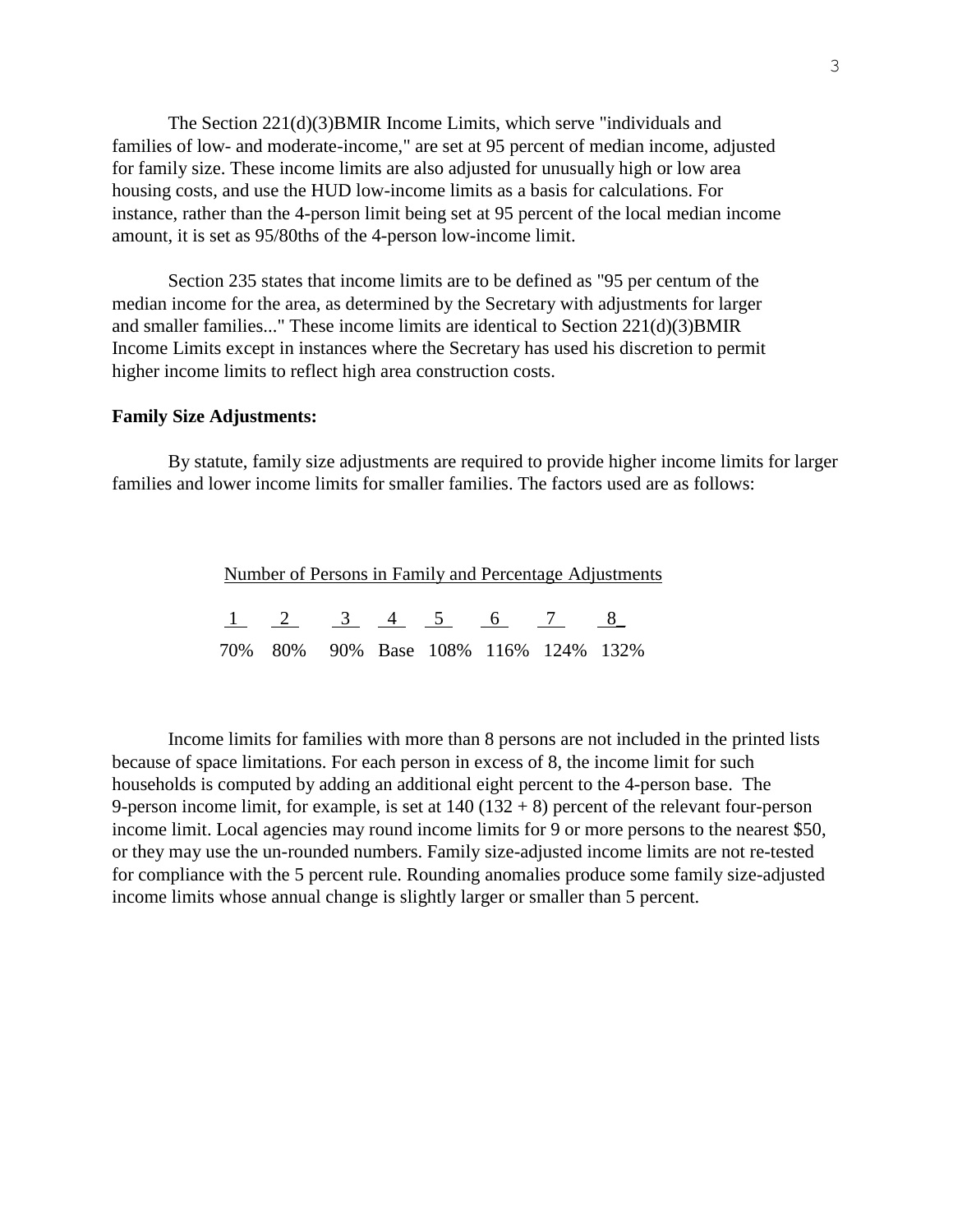The Section 221(d)(3)BMIR Income Limits, which serve "individuals and families of low- and moderate-income," are set at 95 percent of median income, adjusted for family size. These income limits are also adjusted for unusually high or low area housing costs, and use the HUD low-income limits as a basis for calculations. For instance, rather than the 4-person limit being set at 95 percent of the local median income amount, it is set as 95/80ths of the 4-person low-income limit.

Section 235 states that income limits are to be defined as "95 per centum of the median income for the area, as determined by the Secretary with adjustments for larger and smaller families..." These income limits are identical to Section 221(d)(3)BMIR Income Limits except in instances where the Secretary has used his discretion to permit higher income limits to reflect high area construction costs.

**Family Size Adjustments:**

By statute, family size adjustments are required to provide higher income limits for larger families and lower income limits for smaller families. The factors used are as follows:

Number of Persons in Family and Percentage Adjustments

| 1 | 2 | 3 | 4 | 5 | 6 | 7 | 8 |
|---|---|---|---|---|---|---|---|
| 70% | 80% | 90% | Base | 108% | 116% | 124% | 132% |

Income limits for families with more than 8 persons are not included in the printed lists because of space limitations. For each person in excess of 8, the income limit for such households is computed by adding an additional eight percent to the 4-person base. The 9-person income limit, for example, is set at 140 (132 + 8) percent of the relevant four-person income limit. Local agencies may round income limits for 9 or more persons to the nearest $50, or they may use the un-rounded numbers. Family size-adjusted income limits are not re-tested for compliance with the 5 percent rule. Rounding anomalies produce some family size-adjusted income limits whose annual change is slightly larger or smaller than 5 percent.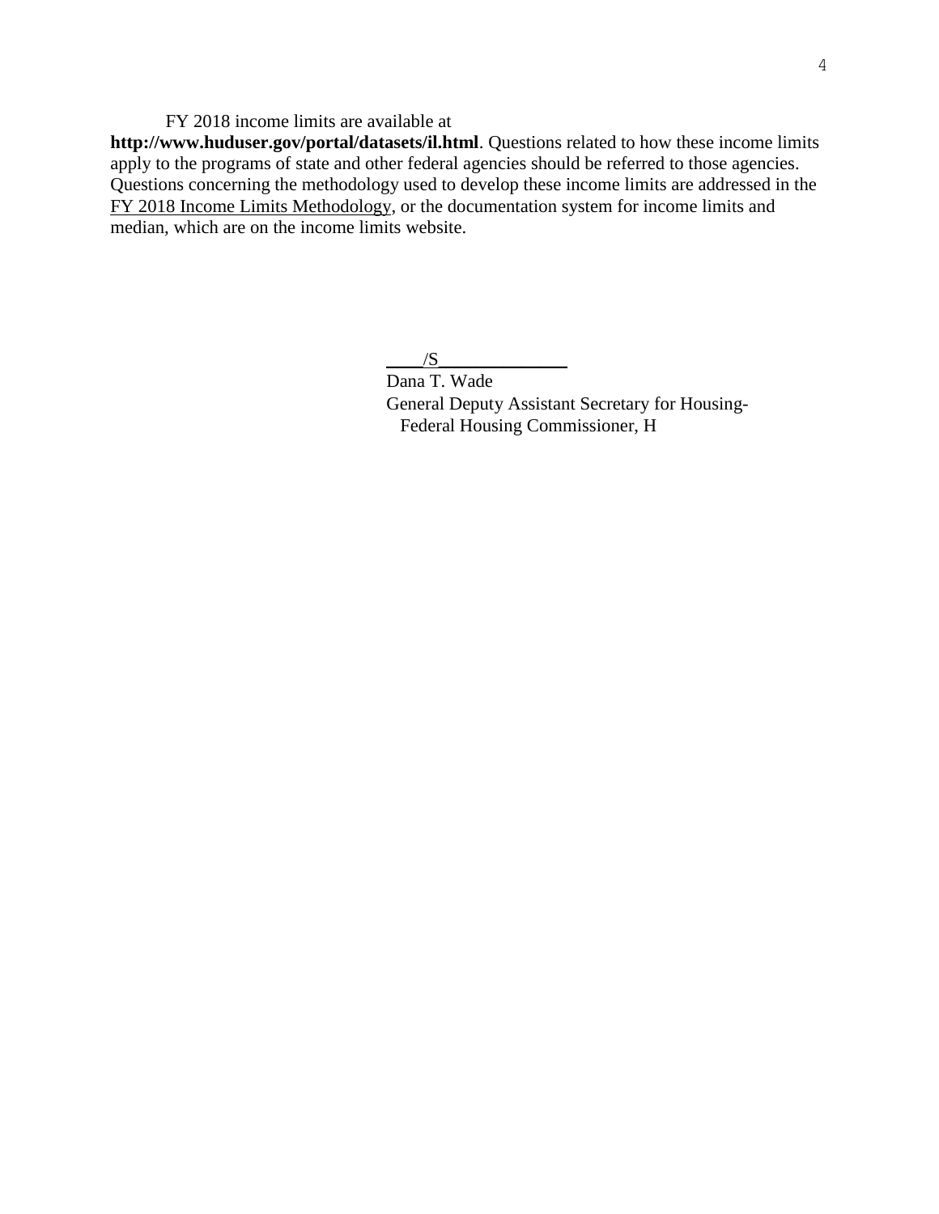FY 2018 income limits are available at **http://www.huduser.gov/portal/datasets/il.html**. Questions related to how these income limits apply to the programs of state and other federal agencies should be referred to those agencies. Questions concerning the methodology used to develop these income limits are addressed in the FY 2018 Income Limits Methodology, or the documentation system for income limits and median, which are on the income limits website.

____/S______________
Dana T. Wade
General Deputy Assistant Secretary for Housing-
Federal Housing Commissioner, H